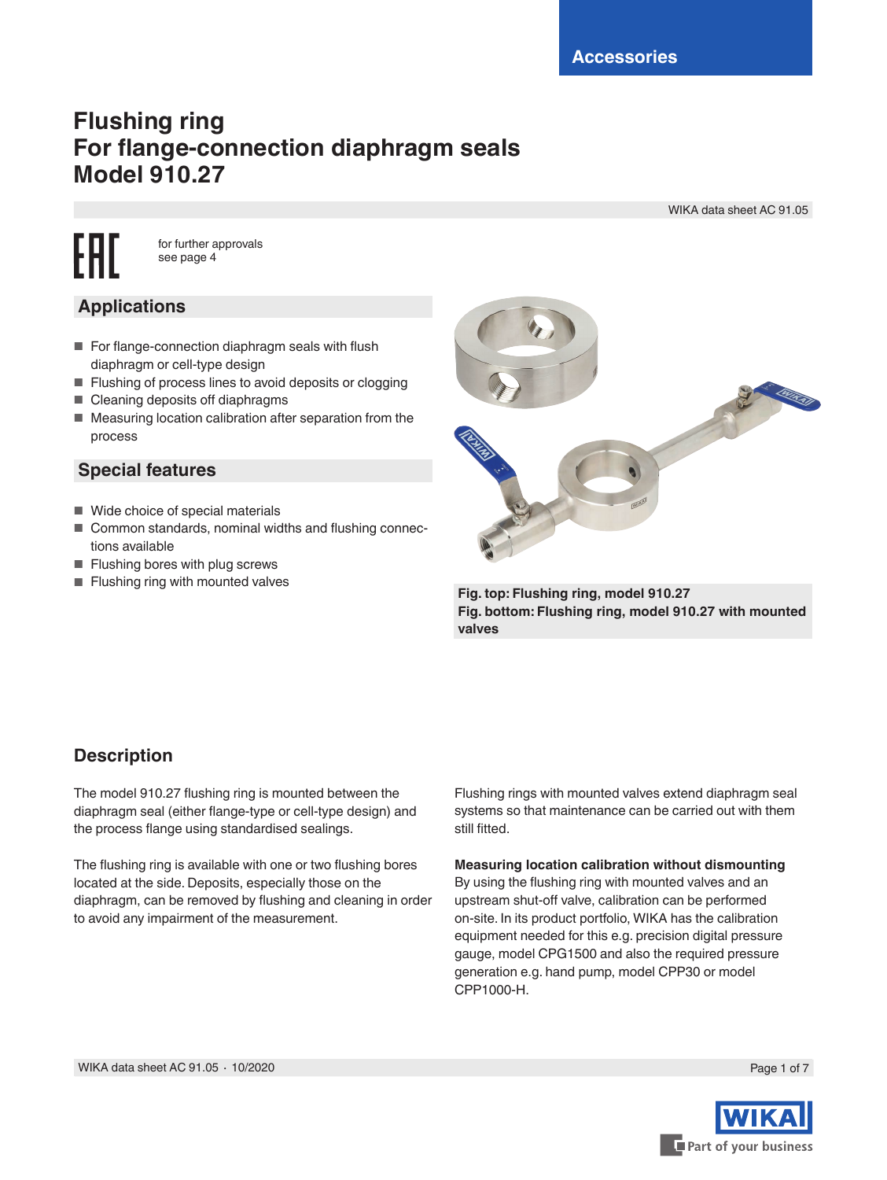Accessories

# Flushing ring
# For flange-connection diaphragm seals
# Model 910.27

WIKA data sheet AC 91.05

for further approvals see page 4

## Applications

- For flange-connection diaphragm seals with flush diaphragm or cell-type design
- Flushing of process lines to avoid deposits or clogging
- Cleaning deposits off diaphragms
- Measuring location calibration after separation from the process

## Special features

- Wide choice of special materials
- Common standards, nominal widths and flushing connections available
- Flushing bores with plug screws
- Flushing ring with mounted valves

**Fig. top: Flushing ring, model 910.27**
**Fig. bottom: Flushing ring, model 910.27 with mounted valves**

## Description

The model 910.27 flushing ring is mounted between the diaphragm seal (either flange-type or cell-type design) and the process flange using standardised sealings.

The flushing ring is available with one or two flushing bores located at the side. Deposits, especially those on the diaphragm, can be removed by flushing and cleaning in order to avoid any impairment of the measurement.

Flushing rings with mounted valves extend diaphragm seal systems so that maintenance can be carried out with them still fitted.

**Measuring location calibration without dismounting**
By using the flushing ring with mounted valves and an upstream shut-off valve, calibration can be performed on-site. In its product portfolio, WIKA has the calibration equipment needed for this e.g. precision digital pressure gauge, model CPG1500 and also the required pressure generation e.g. hand pump, model CPP30 or model CPP1000-H.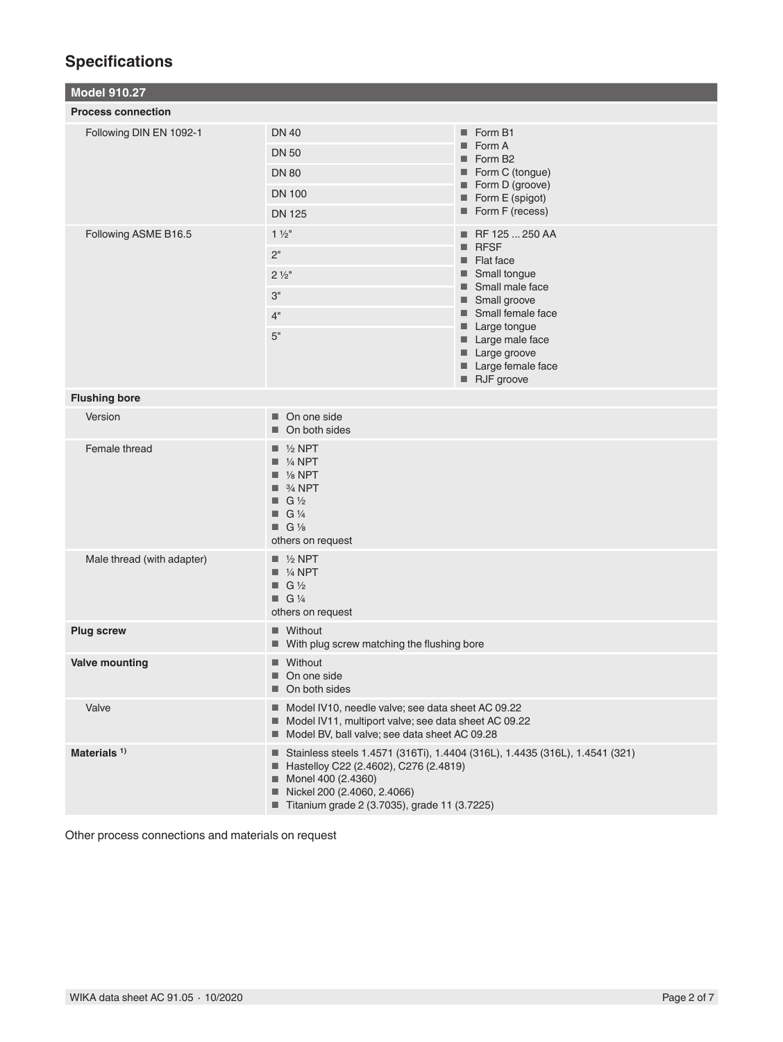## Specifications

| Model 910.27 | | |
|---|---|---|
| **Process connection** | | |
| Following DIN EN 1092-1 | DN 40<br>DN 50<br>DN 80<br>DN 100<br>DN 125 | ■ Form B1<br>■ Form A<br>■ Form B2<br>■ Form C (tongue)<br>■ Form D (groove)<br>■ Form E (spigot)<br>■ Form F (recess) |
| Following ASME B16.5 | 1 ½"<br>2"<br>2 ½"<br>3"<br>4"<br>5" | ■ RF 125 ... 250 AA<br>■ RFSF<br>■ Flat face<br>■ Small tongue<br>■ Small male face<br>■ Small groove<br>■ Small female face<br>■ Large tongue<br>■ Large male face<br>■ Large groove<br>■ Large female face<br>■ RJF groove |
| **Flushing bore** | | |
| Version | ■ On one side<br>■ On both sides | |
| Female thread | ■ ½ NPT<br>■ ¼ NPT<br>■ ⅛ NPT<br>■ ¾ NPT<br>■ G ½<br>■ G ¼<br>■ G ⅛<br>others on request | |
| Male thread (with adapter) | ■ ½ NPT<br>■ ¼ NPT<br>■ G ½<br>■ G ¼<br>others on request | |
| **Plug screw** | ■ Without<br>■ With plug screw matching the flushing bore | |
| **Valve mounting** | ■ Without<br>■ On one side<br>■ On both sides | |
| Valve | ■ Model IV10, needle valve; see data sheet AC 09.22<br>■ Model IV11, multiport valve; see data sheet AC 09.22<br>■ Model BV, ball valve; see data sheet AC 09.28 | |
| **Materials** [1] | ■ Stainless steels 1.4571 (316Ti), 1.4404 (316L), 1.4435 (316L), 1.4541 (321)<br>■ Hastelloy C22 (2.4602), C276 (2.4819)<br>■ Monel 400 (2.4360)<br>■ Nickel 200 (2.4060, 2.4066)<br>■ Titanium grade 2 (3.7035), grade 11 (3.7225) | |

Other process connections and materials on request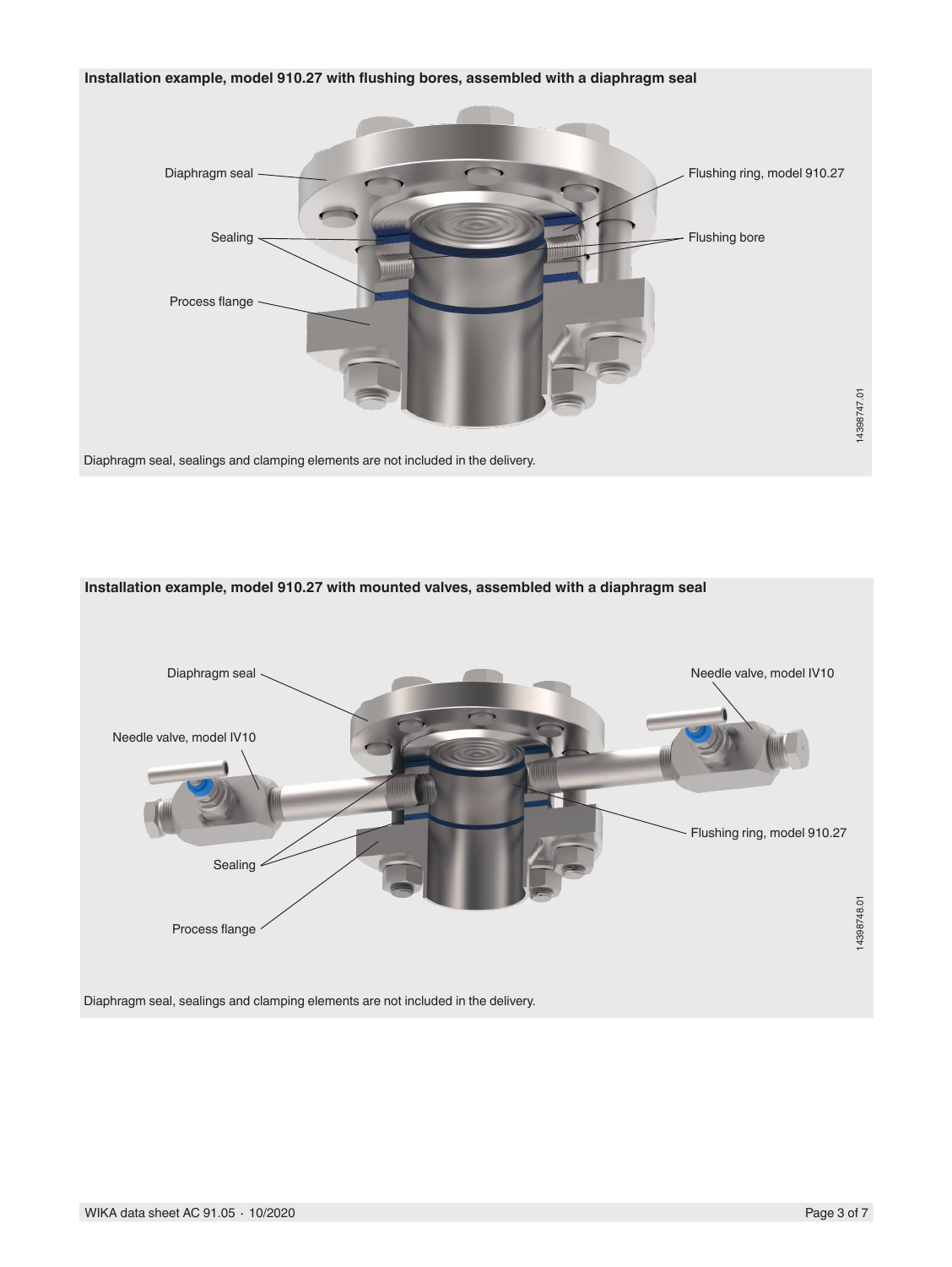**Installation example, model 910.27 with flushing bores, assembled with a diaphragm seal**

Diaphragm seal, sealings and clamping elements are not included in the delivery.

**Installation example, model 910.27 with mounted valves, assembled with a diaphragm seal**

Diaphragm seal, sealings and clamping elements are not included in the delivery.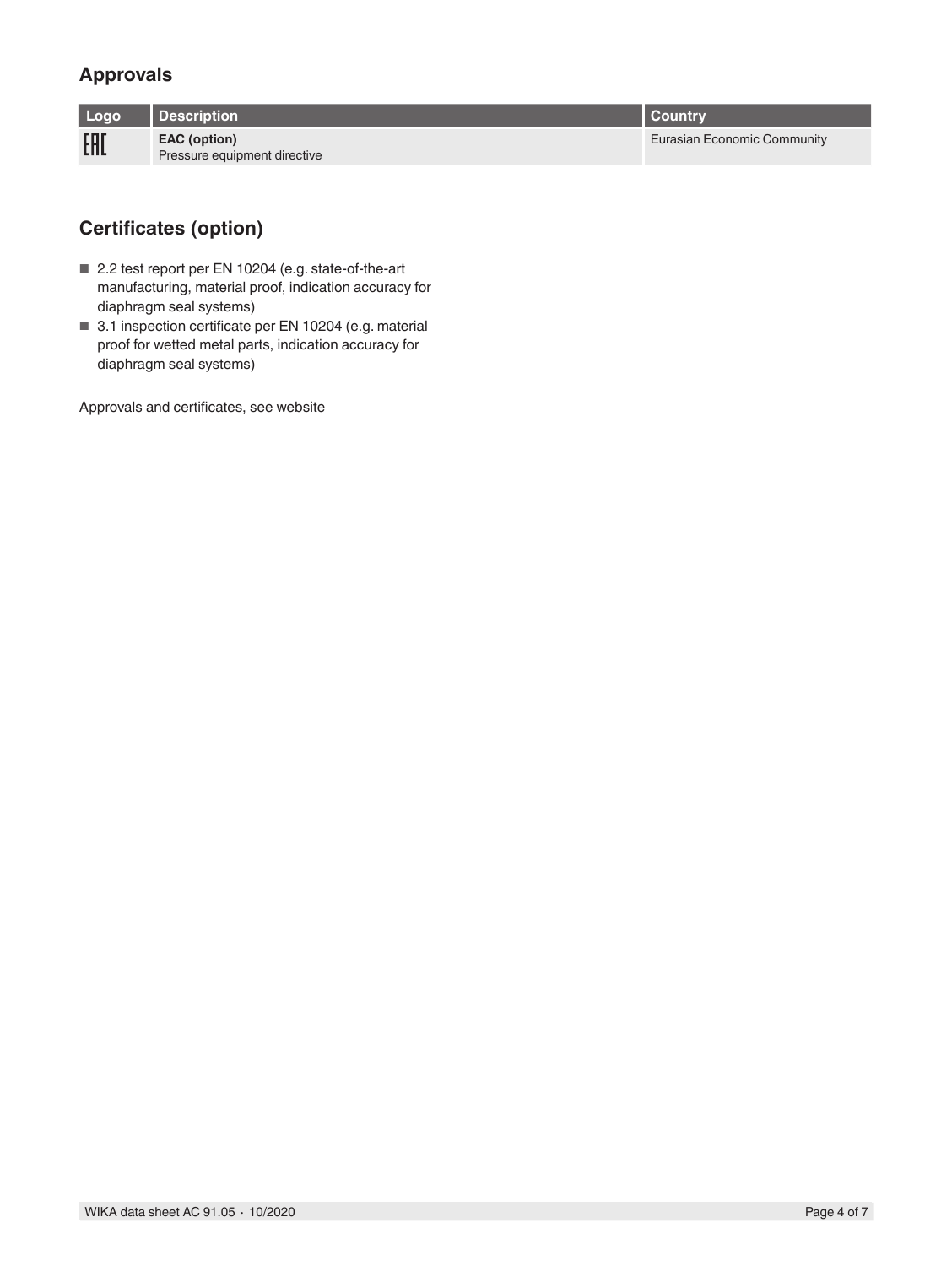## Approvals

| Logo | Description | Country |
|---|---|---|
| EAC | **EAC (option)**<br>Pressure equipment directive | Eurasian Economic Community |

## Certificates (option)

- 2.2 test report per EN 10204 (e.g. state-of-the-art manufacturing, material proof, indication accuracy for diaphragm seal systems)
- 3.1 inspection certificate per EN 10204 (e.g. material proof for wetted metal parts, indication accuracy for diaphragm seal systems)

Approvals and certificates, see website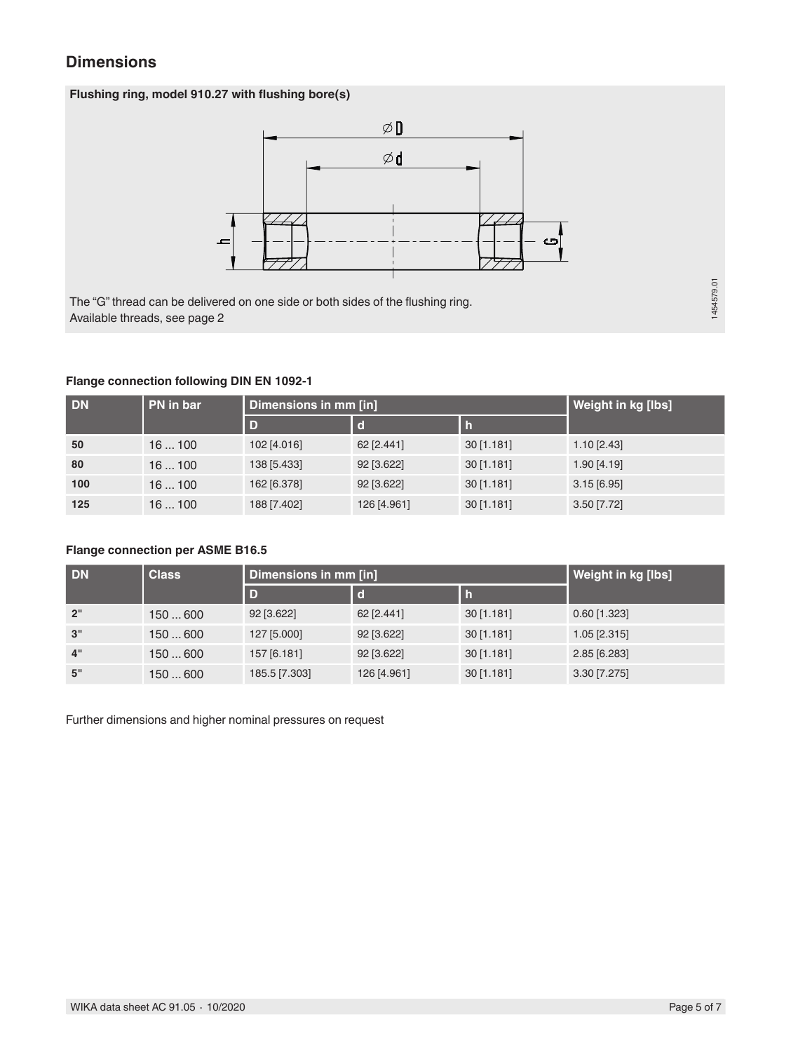## Dimensions

**Flushing ring, model 910.27 with flushing bore(s)**

The "G" thread can be delivered on one side or both sides of the flushing ring.
Available threads, see page 2

**Flange connection following DIN EN 1092-1**

| DN | PN in bar | Dimensions in mm [in] | | | Weight in kg [lbs] |
|---|---|---|---|---|---|
| | | D | d | h | |
| 50 | 16 ... 100 | 102 [4.016] | 62 [2.441] | 30 [1.181] | 1.10 [2.43] |
| 80 | 16 ... 100 | 138 [5.433] | 92 [3.622] | 30 [1.181] | 1.90 [4.19] |
| 100 | 16 ... 100 | 162 [6.378] | 92 [3.622] | 30 [1.181] | 3.15 [6.95] |
| 125 | 16 ... 100 | 188 [7.402] | 126 [4.961] | 30 [1.181] | 3.50 [7.72] |

**Flange connection per ASME B16.5**

| DN | Class | Dimensions in mm [in] | | | Weight in kg [lbs] |
|---|---|---|---|---|---|
| | | D | d | h | |
| 2" | 150 ... 600 | 92 [3.622] | 62 [2.441] | 30 [1.181] | 0.60 [1.323] |
| 3" | 150 ... 600 | 127 [5.000] | 92 [3.622] | 30 [1.181] | 1.05 [2.315] |
| 4" | 150 ... 600 | 157 [6.181] | 92 [3.622] | 30 [1.181] | 2.85 [6.283] |
| 5" | 150 ... 600 | 185.5 [7.303] | 126 [4.961] | 30 [1.181] | 3.30 [7.275] |

Further dimensions and higher nominal pressures on request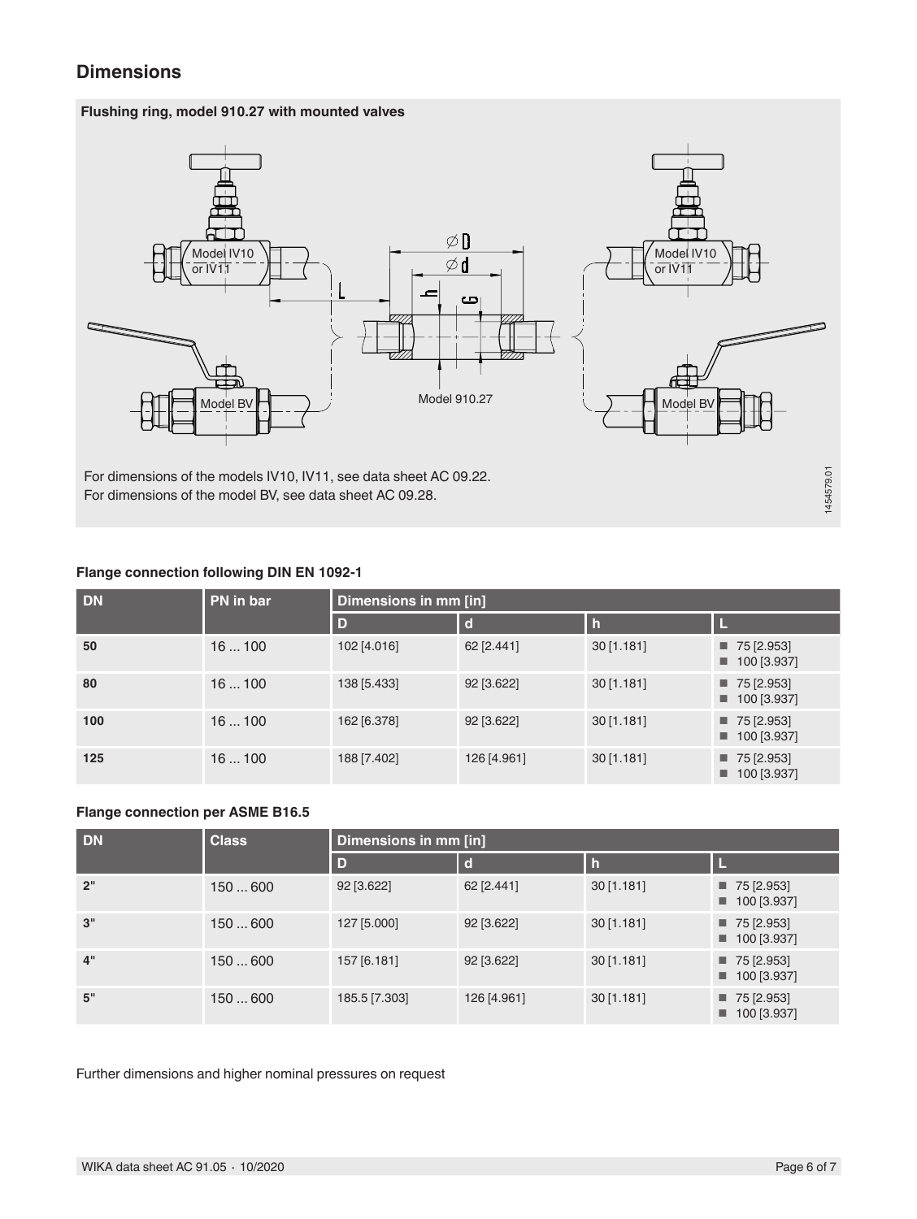## Dimensions

**Flushing ring, model 910.27 with mounted valves**

Model IV10 or IV11

Model BV

Model 910.27

For dimensions of the models IV10, IV11, see data sheet AC 09.22.
For dimensions of the model BV, see data sheet AC 09.28.

1454579.01

**Flange connection following DIN EN 1092-1**

| DN | PN in bar | Dimensions in mm [in] | | | |
|---|---|---|---|---|---|
| | | D | d | h | L |
| 50 | 16 ... 100 | 102 [4.016] | 62 [2.441] | 30 [1.181] | ■ 75 [2.953]<br>■ 100 [3.937] |
| 80 | 16 ... 100 | 138 [5.433] | 92 [3.622] | 30 [1.181] | ■ 75 [2.953]<br>■ 100 [3.937] |
| 100 | 16 ... 100 | 162 [6.378] | 92 [3.622] | 30 [1.181] | ■ 75 [2.953]<br>■ 100 [3.937] |
| 125 | 16 ... 100 | 188 [7.402] | 126 [4.961] | 30 [1.181] | ■ 75 [2.953]<br>■ 100 [3.937] |

**Flange connection per ASME B16.5**

| DN | Class | Dimensions in mm [in] | | | |
|---|---|---|---|---|---|
| | | D | d | h | L |
| 2" | 150 ... 600 | 92 [3.622] | 62 [2.441] | 30 [1.181] | ■ 75 [2.953]<br>■ 100 [3.937] |
| 3" | 150 ... 600 | 127 [5.000] | 92 [3.622] | 30 [1.181] | ■ 75 [2.953]<br>■ 100 [3.937] |
| 4" | 150 ... 600 | 157 [6.181] | 92 [3.622] | 30 [1.181] | ■ 75 [2.953]<br>■ 100 [3.937] |
| 5" | 150 ... 600 | 185.5 [7.303] | 126 [4.961] | 30 [1.181] | ■ 75 [2.953]<br>■ 100 [3.937] |

Further dimensions and higher nominal pressures on request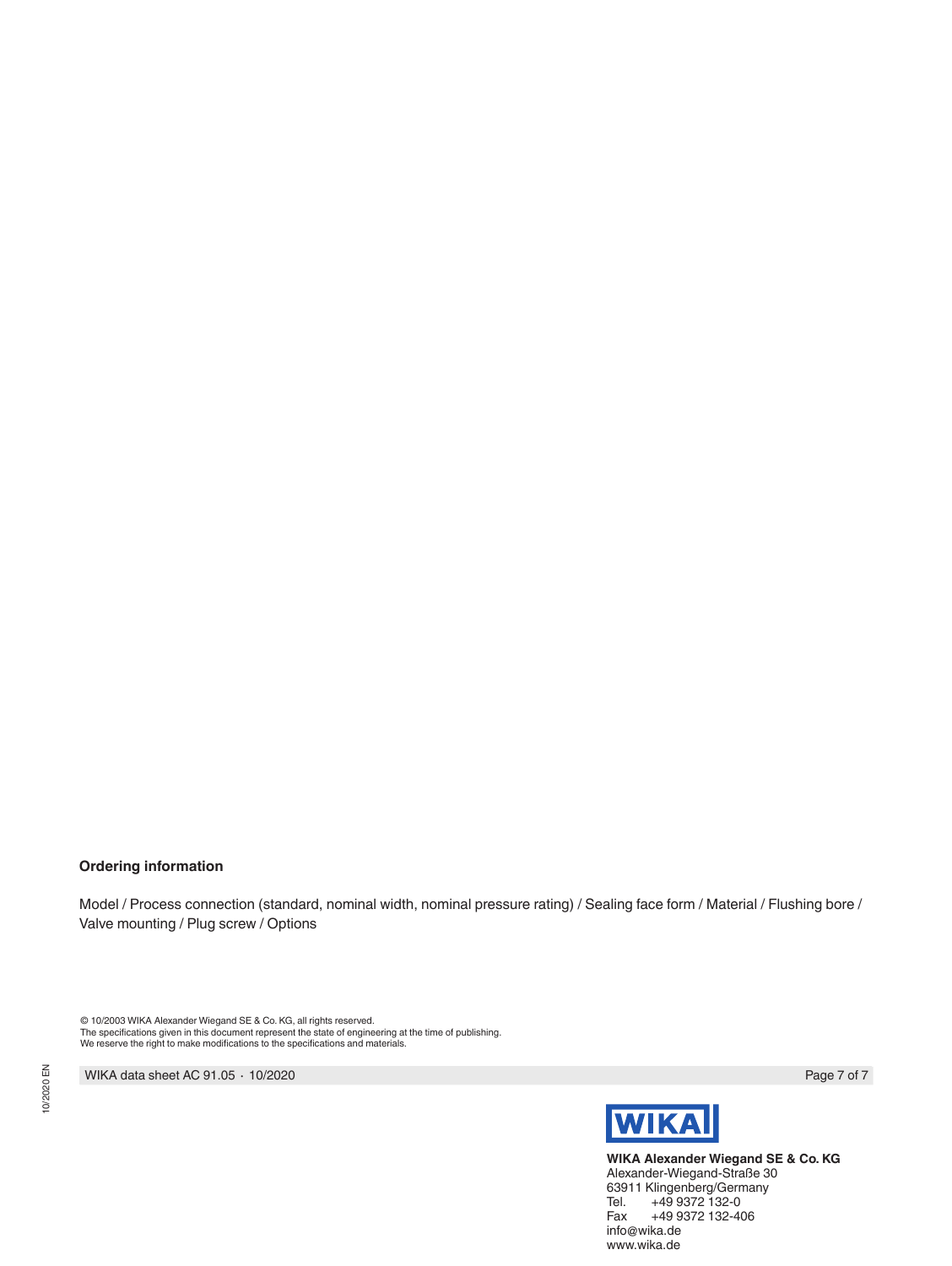**Ordering information**

Model / Process connection (standard, nominal width, nominal pressure rating) / Sealing face form / Material / Flushing bore / Valve mounting / Plug screw / Options

© 10/2003 WIKA Alexander Wiegand SE & Co. KG, all rights reserved.
The specifications given in this document represent the state of engineering at the time of publishing.
We reserve the right to make modifications to the specifications and materials.

**WIKA Alexander Wiegand SE & Co. KG**
Alexander-Wiegand-Straße 30
63911 Klingenberg/Germany
Tel. +49 9372 132-0
Fax +49 9372 132-406
info@wika.de
www.wika.de